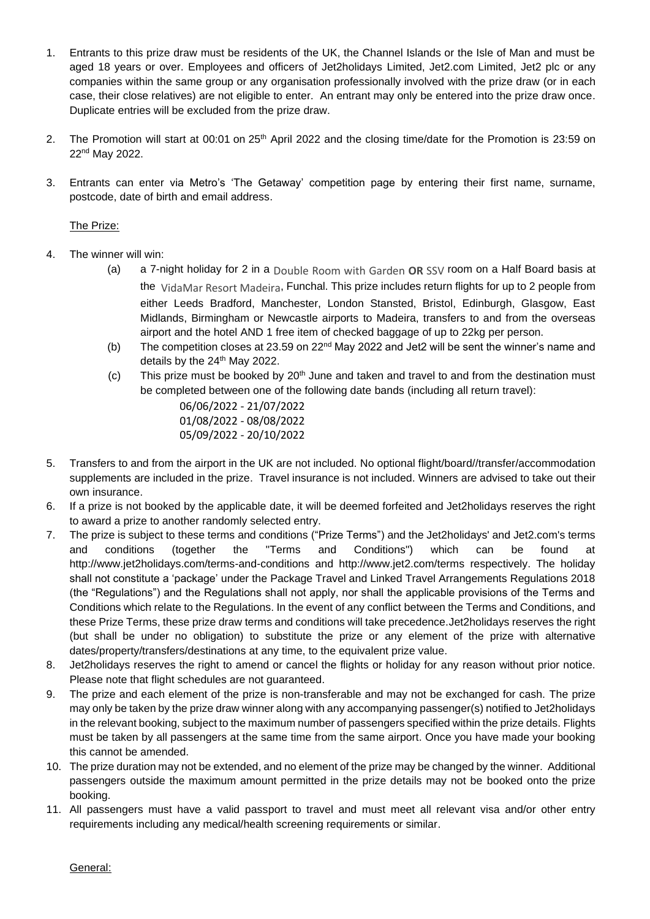1. Entrants to this prize draw must be residents of the UK, the Channel Islands or the Isle of Man and must be aged 18 years or over. Employees and officers of Jet2holidays Limited, Jet2.com Limited, Jet2 plc or any companies within the same group or any organisation professionally involved with the prize draw (or in each case, their close relatives) are not eligible to enter. An entrant may only be entered into the prize draw once. Duplicate entries will be excluded from the prize draw.

2. The Promotion will start at 00:01 on 25th April 2022 and the closing time/date for the Promotion is 23:59 on 22nd May 2022.

3. Entrants can enter via Metro's 'The Getaway' competition page by entering their first name, surname, postcode, date of birth and email address.

<u>The Prize:</u>

4. The winner will win:
   (a) a 7-night holiday for 2 in a Double Room with Garden **OR** SSV room on a Half Board basis at the VidaMar Resort Madeira, Funchal. This prize includes return flights for up to 2 people from either Leeds Bradford, Manchester, London Stansted, Bristol, Edinburgh, Glasgow, East Midlands, Birmingham or Newcastle airports to Madeira, transfers to and from the overseas airport and the hotel AND 1 free item of checked baggage of up to 22kg per person.
   (b) The competition closes at 23.59 on 22nd May 2022 and Jet2 will be sent the winner's name and details by the 24th May 2022.
   (c) This prize must be booked by 20th June and taken and travel to and from the destination must be completed between one of the following date bands (including all return travel):

       06/06/2022 - 21/07/2022
       01/08/2022 - 08/08/2022
       05/09/2022 - 20/10/2022

5. Transfers to and from the airport in the UK are not included. No optional flight/board//transfer/accommodation supplements are included in the prize. Travel insurance is not included. Winners are advised to take out their own insurance.
6. If a prize is not booked by the applicable date, it will be deemed forfeited and Jet2holidays reserves the right to award a prize to another randomly selected entry.
7. The prize is subject to these terms and conditions ("Prize Terms") and the Jet2holidays' and Jet2.com's terms and conditions (together the "Terms and Conditions") which can be found at http://www.jet2holidays.com/terms-and-conditions and http://www.jet2.com/terms respectively. The holiday shall not constitute a 'package' under the Package Travel and Linked Travel Arrangements Regulations 2018 (the "Regulations") and the Regulations shall not apply, nor shall the applicable provisions of the Terms and Conditions which relate to the Regulations. In the event of any conflict between the Terms and Conditions, and these Prize Terms, these prize draw terms and conditions will take precedence.Jet2holidays reserves the right (but shall be under no obligation) to substitute the prize or any element of the prize with alternative dates/property/transfers/destinations at any time, to the equivalent prize value.
8. Jet2holidays reserves the right to amend or cancel the flights or holiday for any reason without prior notice. Please note that flight schedules are not guaranteed.
9. The prize and each element of the prize is non-transferable and may not be exchanged for cash. The prize may only be taken by the prize draw winner along with any accompanying passenger(s) notified to Jet2holidays in the relevant booking, subject to the maximum number of passengers specified within the prize details. Flights must be taken by all passengers at the same time from the same airport. Once you have made your booking this cannot be amended.
10. The prize duration may not be extended, and no element of the prize may be changed by the winner. Additional passengers outside the maximum amount permitted in the prize details may not be booked onto the prize booking.
11. All passengers must have a valid passport to travel and must meet all relevant visa and/or other entry requirements including any medical/health screening requirements or similar.

<u>General:</u>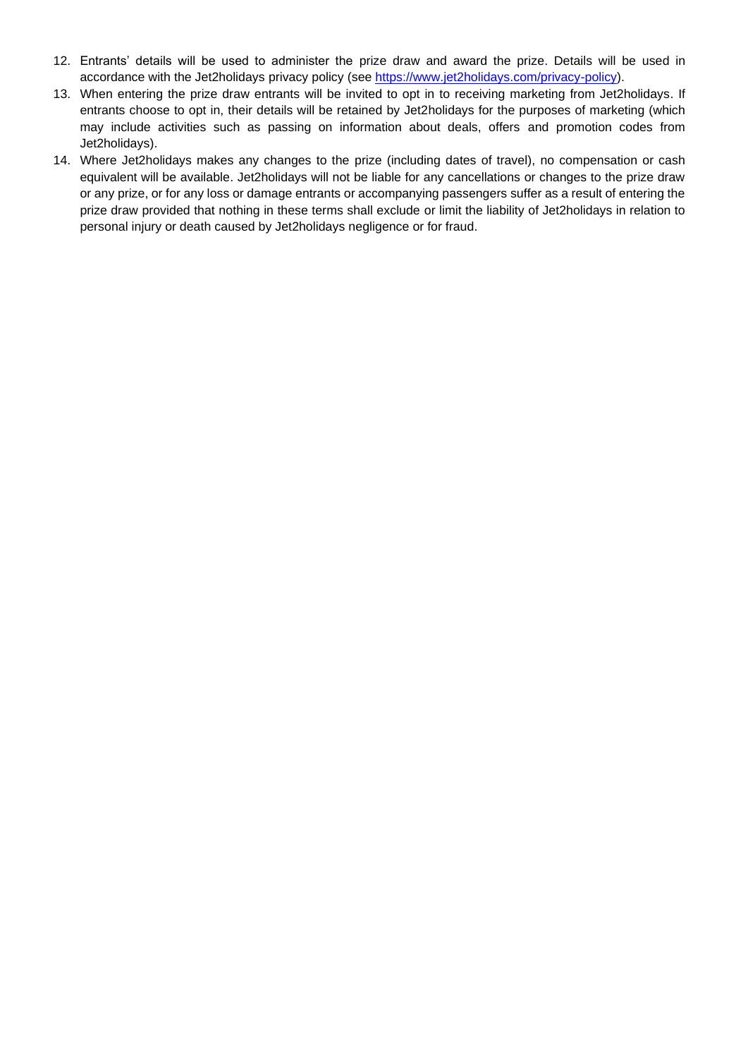12. Entrants' details will be used to administer the prize draw and award the prize. Details will be used in accordance with the Jet2holidays privacy policy (see [https://www.jet2holidays.com/privacy-policy](https://www.jet2holidays.com/privacy-policy)).
13. When entering the prize draw entrants will be invited to opt in to receiving marketing from Jet2holidays. If entrants choose to opt in, their details will be retained by Jet2holidays for the purposes of marketing (which may include activities such as passing on information about deals, offers and promotion codes from Jet2holidays).
14. Where Jet2holidays makes any changes to the prize (including dates of travel), no compensation or cash equivalent will be available. Jet2holidays will not be liable for any cancellations or changes to the prize draw or any prize, or for any loss or damage entrants or accompanying passengers suffer as a result of entering the prize draw provided that nothing in these terms shall exclude or limit the liability of Jet2holidays in relation to personal injury or death caused by Jet2holidays negligence or for fraud.